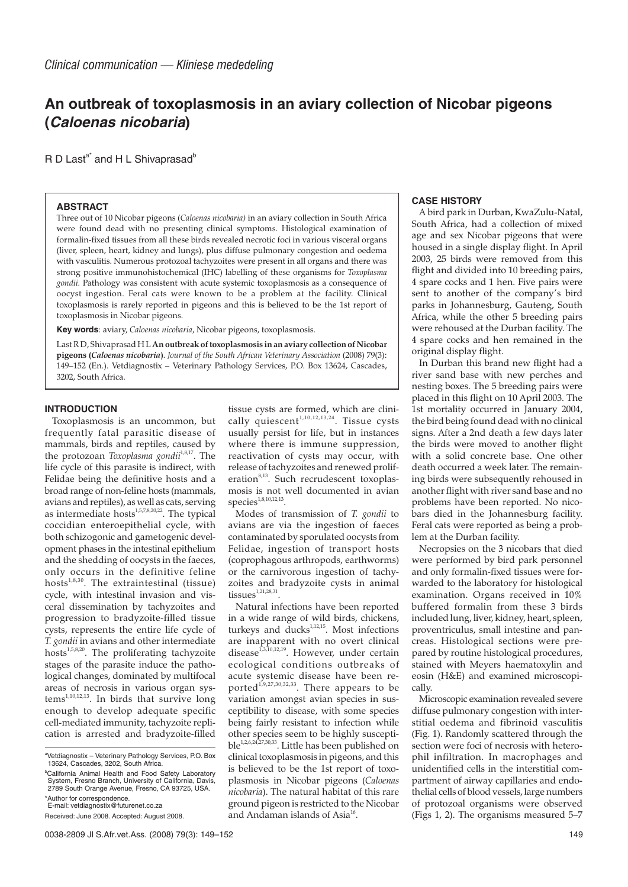*Clinical communication — Kliniese mededeling*

# An outbreak of toxoplasmosis in an aviary collection of Nicobar pigeons (*Caloenas nicobaria*)

R D Last[a*] and H L Shivaprasad[b]

### ABSTRACT

Three out of 10 Nicobar pigeons (*Caloenas nicobaria)* in an aviary collection in South Africa were found dead with no presenting clinical symptoms. Histological examination of formalin-fixed tissues from all these birds revealed necrotic foci in various visceral organs (liver, spleen, heart, kidney and lungs), plus diffuse pulmonary congestion and oedema with vasculitis. Numerous protozoal tachyzoites were present in all organs and there was strong positive immunohistochemical (IHC) labelling of these organisms for *Toxoplasma gondii.* Pathology was consistent with acute systemic toxoplasmosis as a consequence of oocyst ingestion. Feral cats were known to be a problem at the facility. Clinical toxoplasmosis is rarely reported in pigeons and this is believed to be the 1st report of toxoplasmosis in Nicobar pigeons.

**Key words**: aviary, *Caloenas nicobaria*, Nicobar pigeons, toxoplasmosis.

Last R D, Shivaprasad H L **An outbreak of toxoplasmosis in an aviary collection of Nicobar pigeons (*Caloenas nicobaria*)**. *Journal of the South African Veterinary Association* (2008) 79(3): 149–152 (En.). Vetdiagnostix – Veterinary Pathology Services, P.O. Box 13624, Cascades, 3202, South Africa.

### INTRODUCTION

Toxoplasmosis is an uncommon, but frequently fatal parasitic disease of mammals, birds and reptiles, caused by the protozoan *Toxoplasma gondii*[1,8,17]. The life cycle of this parasite is indirect, with Felidae being the definitive hosts and a broad range of non-feline hosts (mammals, avians and reptiles), as well as cats, serving as intermediate hosts[1,5,7,8,20,22]. The typical coccidian enteroepithelial cycle, with both schizogonic and gametogenic development phases in the intestinal epithelium and the shedding of oocysts in the faeces, only occurs in the definitive feline hosts[1,8,30]. The extraintestinal (tissue) cycle, with intestinal invasion and visceral dissemination by tachyzoites and progression to bradyzoite-filled tissue cysts, represents the entire life cycle of *T. gondii* in avians and other intermediate hosts[1,5,8,20]. The proliferating tachyzoite stages of the parasite induce the pathological changes, dominated by multifocal areas of necrosis in various organ systems[1,10,12,13]. In birds that survive long enough to develop adequate specific cell-mediated immunity, tachyzoite replication is arrested and bradyzoite-filled tissue cysts are formed, which are clinically quiescent[1,10,12,13,24]. Tissue cysts usually persist for life, but in instances where there is immune suppression, reactivation of cysts may occur, with release of tachyzoites and renewed proliferation[8,13]. Such recrudescent toxoplasmosis is not well documented in avian species[1,8,10,12,13].

Modes of transmission of *T. gondii* to avians are via the ingestion of faeces contaminated by sporulated oocysts from Felidae, ingestion of transport hosts (coprophagous arthropods, earthworms) or the carnivorous ingestion of tachyzoites and bradyzoite cysts in animal tissues[1,21,28,31].

Natural infections have been reported in a wide range of wild birds, chickens, turkeys and ducks[1,12,15]. Most infections are inapparent with no overt clinical disease[1,3,10,12,19]. However, under certain ecological conditions outbreaks of acute systemic disease have been reported[1,9,27,30,32,33]. There appears to be variation amongst avian species in susceptibility to disease, with some species being fairly resistant to infection while other species seem to be highly susceptible[1,2,6,24,27,30,33]. Little has been published on clinical toxoplasmosis in pigeons, and this is believed to be the 1st report of toxoplasmosis in Nicobar pigeons (*Caloenas nicobaria*). The natural habitat of this rare ground pigeon is restricted to the Nicobar and Andaman islands of Asia[16].

[a]Vetdiagnostix – Veterinary Pathology Services, P.O. Box 13624, Cascades, 3202, South Africa.

[b]California Animal Health and Food Safety Laboratory System, Fresno Branch, University of California, Davis, 2789 South Orange Avenue, Fresno, CA 93725, USA.

*Author for correspondence.
E-mail: vetdiagnostix@futurenet.co.za

Received: June 2008. Accepted: August 2008.

### CASE HISTORY

A bird park in Durban, KwaZulu-Natal, South Africa, had a collection of mixed age and sex Nicobar pigeons that were housed in a single display flight. In April 2003, 25 birds were removed from this flight and divided into 10 breeding pairs, 4 spare cocks and 1 hen. Five pairs were sent to another of the company's bird parks in Johannesburg, Gauteng, South Africa, while the other 5 breeding pairs were rehoused at the Durban facility. The 4 spare cocks and hen remained in the original display flight.

In Durban this brand new flight had a river sand base with new perches and nesting boxes. The 5 breeding pairs were placed in this flight on 10 April 2003. The 1st mortality occurred in January 2004, the bird being found dead with no clinical signs. After a 2nd death a few days later the birds were moved to another flight with a solid concrete base. One other death occurred a week later. The remaining birds were subsequently rehoused in another flight with river sand base and no problems have been reported. No nicobars died in the Johannesburg facility. Feral cats were reported as being a problem at the Durban facility.

Necropsies on the 3 nicobars that died were performed by bird park personnel and only formalin-fixed tissues were forwarded to the laboratory for histological examination. Organs received in 10% buffered formalin from these 3 birds included lung, liver, kidney, heart, spleen, proventriculus, small intestine and pancreas. Histological sections were prepared by routine histological procedures, stained with Meyers haematoxylin and eosin (H&E) and examined microscopically.

Microscopic examination revealed severe diffuse pulmonary congestion with interstitial oedema and fibrinoid vasculitis (Fig. 1). Randomly scattered through the section were foci of necrosis with heterophil infiltration. In macrophages and unidentified cells in the interstitial compartment of airway capillaries and endothelial cells of blood vessels, large numbers of protozoal organisms were observed (Figs 1, 2). The organisms measured 5–7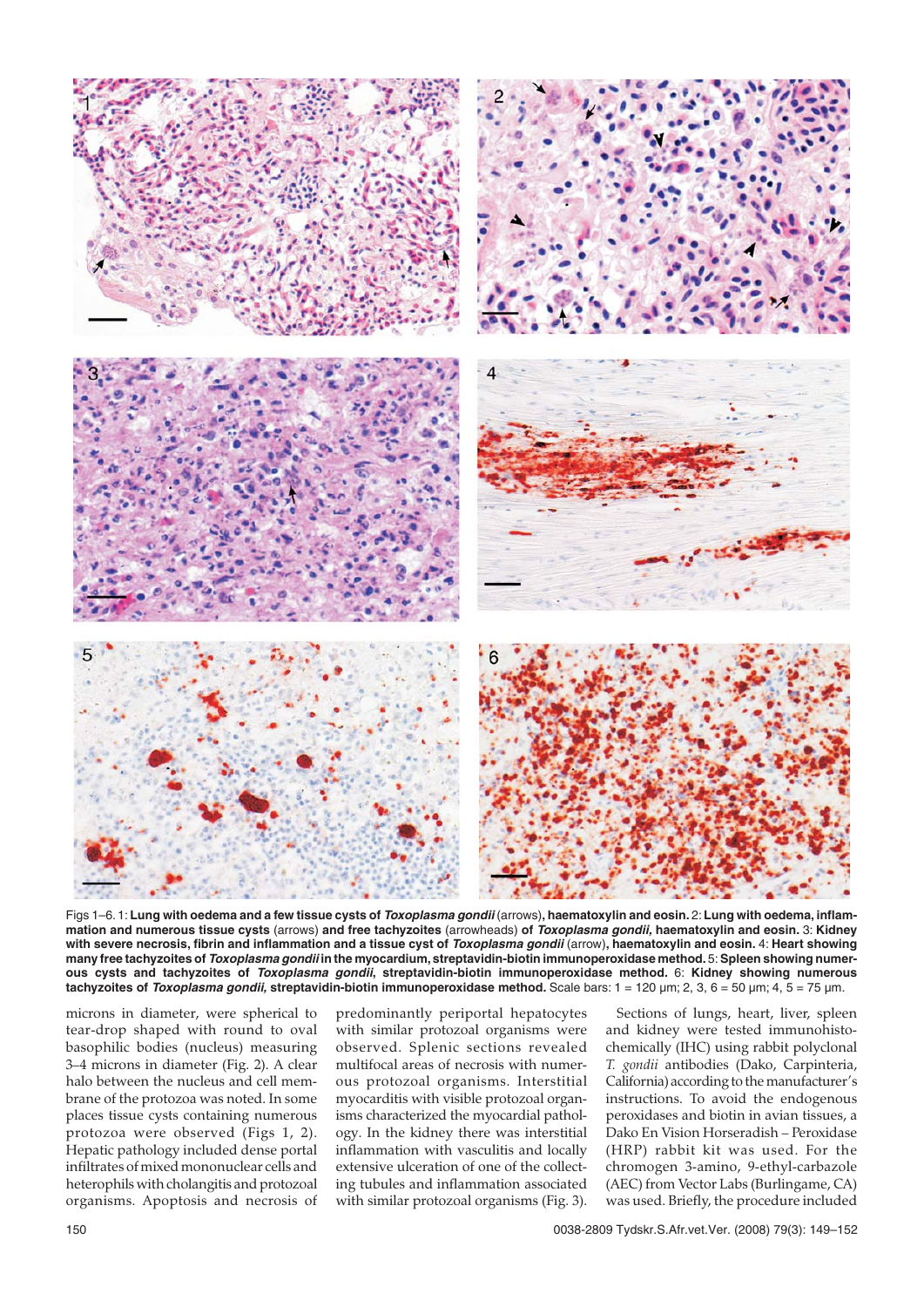Figs 1–6. 1: **Lung with oedema and a few tissue cysts of *Toxoplasma gondii*** (arrows)**,** haematoxylin and eosin. 2: **Lung with oedema, inflammation and numerous tissue cysts** (arrows) **and free tachyzoites** (arrowheads) **of *Toxoplasma gondii,*** **haematoxylin and eosin.** 3: **Kidney with severe necrosis, fibrin and inflammation and a tissue cyst of *Toxoplasma gondii*** (arrow), **haematoxylin and eosin.** 4: **Heart showing many free tachyzoites of *Toxoplasma gondii* in the myocardium, streptavidin-biotin immunoperoxidase method.** 5: **Spleen showing numerous cysts and tachyzoites of *Toxoplasma gondii*, streptavidin-biotin immunoperoxidase method.** 6: **Kidney showing numerous tachyzoites of *Toxoplasma gondii*, streptavidin-biotin immunoperoxidase method.** Scale bars: 1 = 120 µm; 2, 3, 6 = 50 µm; 4, 5 = 75 µm.

microns in diameter, were spherical to tear-drop shaped with round to oval basophilic bodies (nucleus) measuring 3–4 microns in diameter (Fig. 2). A clear halo between the nucleus and cell membrane of the protozoa was noted. In some places tissue cysts containing numerous protozoa were observed (Figs 1, 2). Hepatic pathology included dense portal infiltrates of mixed mononuclear cells and heterophils with cholangitis and protozoal organisms. Apoptosis and necrosis of predominantly periportal hepatocytes with similar protozoal organisms were observed. Splenic sections revealed multifocal areas of necrosis with numerous protozoal organisms. Interstitial myocarditis with visible protozoal organisms characterized the myocardial pathology. In the kidney there was interstitial inflammation with vasculitis and locally extensive ulceration of one of the collecting tubules and inflammation associated with similar protozoal organisms (Fig. 3).

Sections of lungs, heart, liver, spleen and kidney were tested immunohistochemically (IHC) using rabbit polyclonal *T. gondii* antibodies (Dako, Carpinteria, California) according to the manufacturer's instructions. To avoid the endogenous peroxidases and biotin in avian tissues, a Dako En Vision Horseradish – Peroxidase (HRP) rabbit kit was used. For the chromogen 3-amino, 9-ethyl-carbazole (AEC) from Vector Labs (Burlingame, CA) was used. Briefly, the procedure included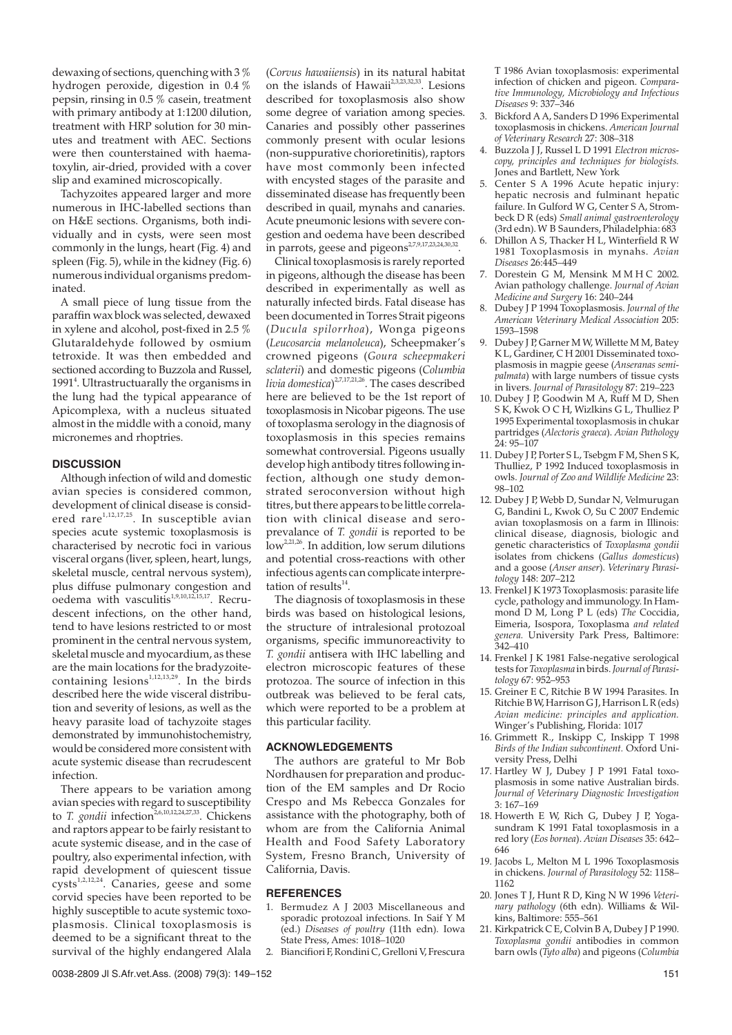dewaxing of sections, quenching with 3 % hydrogen peroxide, digestion in 0.4 % pepsin, rinsing in 0.5 % casein, treatment with primary antibody at 1:1200 dilution, treatment with HRP solution for 30 minutes and treatment with AEC. Sections were then counterstained with haematoxylin, air-dried, provided with a cover slip and examined microscopically.

Tachyzoites appeared larger and more numerous in IHC-labelled sections than on H&E sections. Organisms, both individually and in cysts, were seen most commonly in the lungs, heart (Fig. 4) and spleen (Fig. 5), while in the kidney (Fig. 6) numerous individual organisms predominated.

A small piece of lung tissue from the paraffin wax block was selected, dewaxed in xylene and alcohol, post-fixed in 2.5 % Glutaraldehyde followed by osmium tetroxide. It was then embedded and sectioned according to Buzzola and Russel, 1991[4]. Ultrastructuarally the organisms in the lung had the typical appearance of Apicomplexa, with a nucleus situated almost in the middle with a conoid, many micronemes and rhoptries.

## DISCUSSION

Although infection of wild and domestic avian species is considered common, development of clinical disease is considered rare[1,12,17,25]. In susceptible avian species acute systemic toxoplasmosis is characterised by necrotic foci in various visceral organs (liver, spleen, heart, lungs, skeletal muscle, central nervous system), plus diffuse pulmonary congestion and oedema with vasculitis[1,9,10,12,15,17]. Recrudescent infections, on the other hand, tend to have lesions restricted to or most prominent in the central nervous system, skeletal muscle and myocardium, as these are the main locations for the bradyzoite-containing lesions[1,12,13,29]. In the birds described here the wide visceral distribution and severity of lesions, as well as the heavy parasite load of tachyzoite stages demonstrated by immunohistochemistry, would be considered more consistent with acute systemic disease than recrudescent infection.

There appears to be variation among avian species with regard to susceptibility to *T. gondii* infection[2,6,10,12,24,27,33]. Chickens and raptors appear to be fairly resistant to acute systemic disease, and in the case of poultry, also experimental infection, with rapid development of quiescent tissue cysts[1,2,12,24]. Canaries, geese and some corvid species have been reported to be highly susceptible to acute systemic toxoplasmosis. Clinical toxoplasmosis is deemed to be a significant threat to the survival of the highly endangered Alala (*Corvus hawaiiensis*) in its natural habitat on the islands of Hawaii[2,3,23,32,33]. Lesions described for toxoplasmosis also show some degree of variation among species. Canaries and possibly other passerines commonly present with ocular lesions (non-suppurative chorioretinitis), raptors have most commonly been infected with encysted stages of the parasite and disseminated disease has frequently been described in quail, mynahs and canaries. Acute pneumonic lesions with severe congestion and oedema have been described in parrots, geese and pigeons[2,7,9,17,23,24,30,32].

Clinical toxoplasmosis is rarely reported in pigeons, although the disease has been described in experimentally as well as naturally infected birds. Fatal disease has been documented in Torres Strait pigeons (*Ducula spilorrhoa*), Wonga pigeons (*Leucosarcia melanoleuca*), Scheepmaker's crowned pigeons (*Goura scheepmakeri sclaterii*) and domestic pigeons (*Columbia livia domestica*)[2,7,17,21,26]. The cases described here are believed to be the 1st report of toxoplasmosis in Nicobar pigeons. The use of toxoplasma serology in the diagnosis of toxoplasmosis in this species remains somewhat controversial. Pigeons usually develop high antibody titres following infection, although one study demonstrated seroconversion without high titres, but there appears to be little correlation with clinical disease and seroprevalance of *T. gondii* is reported to be low[2,21,26]. In addition, low serum dilutions and potential cross-reactions with other infectious agents can complicate interpretation of results[14].

The diagnosis of toxoplasmosis in these birds was based on histological lesions, the structure of intralesional protozoal organisms, specific immunoreactivity to *T. gondii* antisera with IHC labelling and electron microscopic features of these protozoa. The source of infection in this outbreak was believed to be feral cats, which were reported to be a problem at this particular facility.

## ACKNOWLEDGEMENTS

The authors are grateful to Mr Bob Nordhausen for preparation and production of the EM samples and Dr Rocio Crespo and Ms Rebecca Gonzales for assistance with the photography, both of whom are from the California Animal Health and Food Safety Laboratory System, Fresno Branch, University of California, Davis.

## REFERENCES

1. Bermudez A J 2003 Miscellaneous and sporadic protozoal infections. In Saif Y M (ed.) *Diseases of poultry* (11th edn). Iowa State Press, Ames: 1018–1020
2. Biancifiori F, Rondini C, Grelloni V, Frescura T 1986 Avian toxoplasmosis: experimental infection of chicken and pigeon. *Comparative Immunology, Microbiology and Infectious Diseases* 9: 337–346
3. Bickford A A, Sanders D 1996 Experimental toxoplasmosis in chickens. *American Journal of Veterinary Research* 27: 308–318
4. Buzzola J J, Russel L D 1991 *Electron microscopy, principles and techniques for biologists.* Jones and Bartlett, New York
5. Center S A 1996 Acute hepatic injury: hepatic necrosis and fulminant hepatic failure. In Gulford W G, Center S A, Strombeck D R (eds) *Small animal gastroenterology* (3rd edn). W B Saunders, Philadelphia: 683
6. Dhillon A S, Thacker H L, Winterfield R W 1981 Toxoplasmosis in mynahs. *Avian Diseases* 26:445–449
7. Dorestein G M, Mensink M M H C 2002. Avian pathology challenge. *Journal of Avian Medicine and Surgery* 16: 240–244
8. Dubey J P 1994 Toxoplasmosis. *Journal of the American Veterinary Medical Association* 205: 1593–1598
9. Dubey J P, Garner M W, Willette M M, Batey K L, Gardiner, C H 2001 Disseminated toxoplasmosis in magpie geese (*Anseranas semipalmata*) with large numbers of tissue cysts in livers. *Journal of Parasitology* 87: 219–223
10. Dubey J P, Goodwin M A, Ruff M D, Shen S K, Kwok O C H, Wizlkins G L, Thulliez P 1995 Experimental toxoplasmosis in chukar partridges (*Alectoris graeca*). *Avian Pathology* 24: 95–107
11. Dubey J P, Porter S L, Tsebgm F M, Shen S K, Thulliez, P 1992 Induced toxoplasmosis in owls. *Journal of Zoo and Wildlife Medicine* 23: 98–102
12. Dubey J P, Webb D, Sundar N, Velmurugan G, Bandini L, Kwok O, Su C 2007 Endemic avian toxoplasmosis on a farm in Illinois: clinical disease, diagnosis, biologic and genetic characteristics of *Toxoplasma gondii* isolates from chickens (*Gallus domesticus*) and a goose (*Anser anser*). *Veterinary Parasitology* 148: 207–212
13. Frenkel J K 1973 Toxoplasmosis: parasite life cycle, pathology and immunology. In Hammond D M, Long P L (eds) *The* Coccidia, Eimeria, Isospora, Toxoplasma *and related genera.* University Park Press, Baltimore: 342–410
14. Frenkel J K 1981 False-negative serological tests for *Toxoplasma* in birds. *Journal of Parasitology* 67: 952–953
15. Greiner E C, Ritchie B W 1994 Parasites. In Ritchie B W, Harrison G J, Harrison L R (eds) *Avian medicine: principles and application.* Winger's Publishing, Florida: 1017
16. Grimmett R., Inskipp C, Inskipp T 1998 *Birds of the Indian subcontinent.* Oxford University Press, Delhi
17. Hartley W J, Dubey J P 1991 Fatal toxoplasmosis in some native Australian birds. *Journal of Veterinary Diagnostic Investigation* 3: 167–169
18. Howerth E W, Rich G, Dubey J P, Yogasundram K 1991 Fatal toxoplasmosis in a red lory (*Eos bornea*). *Avian Diseases* 35: 642–646
19. Jacobs L, Melton M L 1996 Toxoplasmosis in chickens. *Journal of Parasitology* 52: 1158–1162
20. Jones T J, Hunt R D, King N W 1996 *Veterinary pathology* (6th edn). Williams & Wilkins, Baltimore: 555–561
21. Kirkpatrick C E, Colvin B A, Dubey J P 1990. *Toxoplasma gondii* antibodies in common barn owls (*Tyto alba*) and pigeons (*Columbia*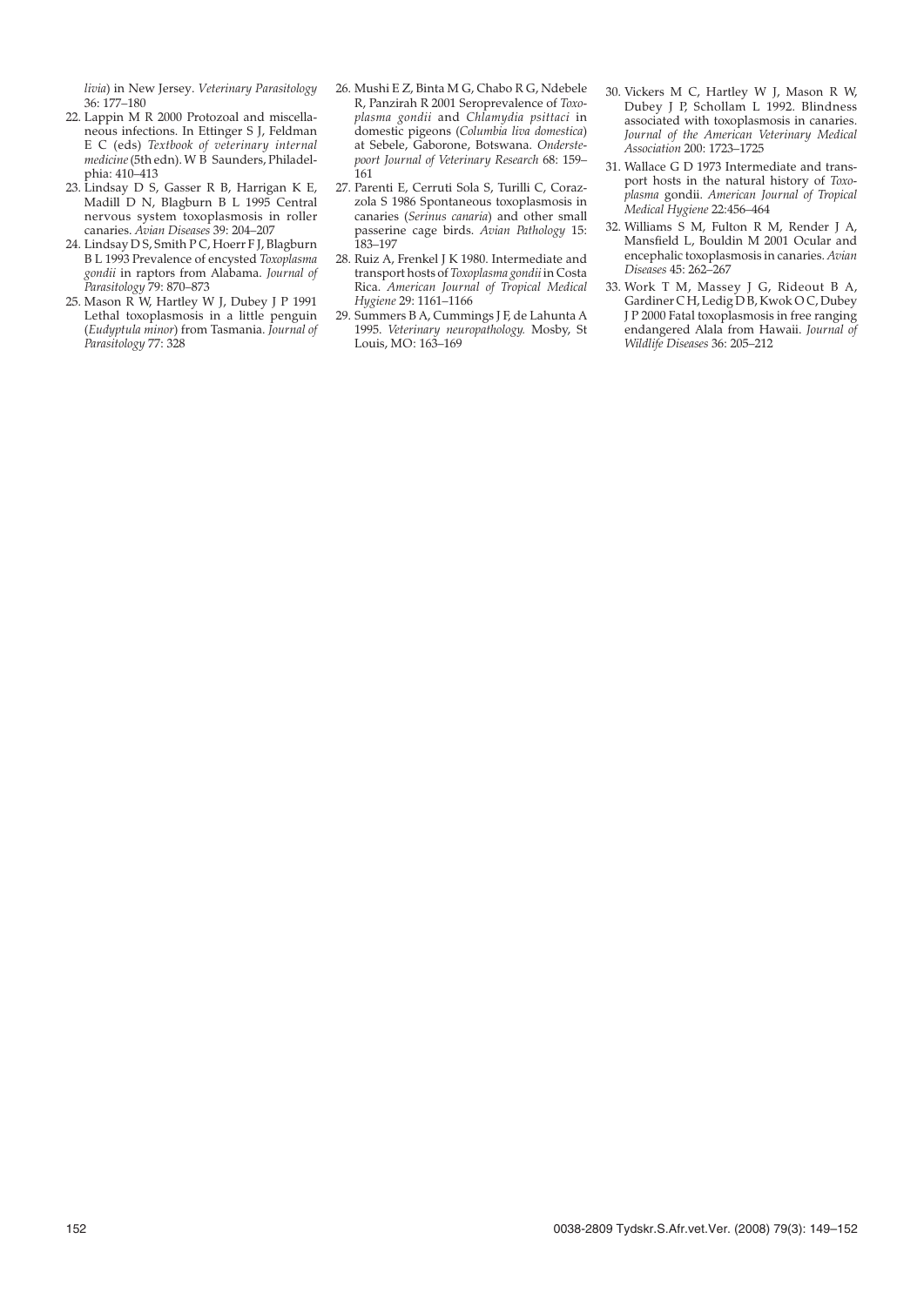*livia*) in New Jersey. *Veterinary Parasitology* 36: 177–180

22. Lappin M R 2000 Protozoal and miscellaneous infections. In Ettinger S J, Feldman E C (eds) *Textbook of veterinary internal medicine* (5th edn). W B Saunders, Philadelphia: 410–413
23. Lindsay D S, Gasser R B, Harrigan K E, Madill D N, Blagburn B L 1995 Central nervous system toxoplasmosis in roller canaries. *Avian Diseases* 39: 204–207
24. Lindsay D S, Smith P C, Hoerr F J, Blagburn B L 1993 Prevalence of encysted *Toxoplasma gondii* in raptors from Alabama. *Journal of Parasitology* 79: 870–873
25. Mason R W, Hartley W J, Dubey J P 1991 Lethal toxoplasmosis in a little penguin (*Eudyptula minor*) from Tasmania. *Journal of Parasitology* 77: 328
26. Mushi E Z, Binta M G, Chabo R G, Ndebele R, Panzirah R 2001 Seroprevalence of *Toxoplasma gondii* and *Chlamydia psittaci* in domestic pigeons (*Columbia liva domestica*) at Sebele, Gaborone, Botswana. *Onderstepoort Journal of Veterinary Research* 68: 159–161
27. Parenti E, Cerruti Sola S, Turilli C, Corazzola S 1986 Spontaneous toxoplasmosis in canaries (*Serinus canaria*) and other small passerine cage birds. *Avian Pathology* 15: 183–197
28. Ruiz A, Frenkel J K 1980. Intermediate and transport hosts of *Toxoplasma gondii* in Costa Rica. *American Journal of Tropical Medical Hygiene* 29: 1161–1166
29. Summers B A, Cummings J F, de Lahunta A 1995. *Veterinary neuropathology.* Mosby, St Louis, MO: 163–169
30. Vickers M C, Hartley W J, Mason R W, Dubey J P, Schollam L 1992. Blindness associated with toxoplasmosis in canaries. *Journal of the American Veterinary Medical Association* 200: 1723–1725
31. Wallace G D 1973 Intermediate and transport hosts in the natural history of *Toxoplasma* gondii. *American Journal of Tropical Medical Hygiene* 22:456–464
32. Williams S M, Fulton R M, Render J A, Mansfield L, Bouldin M 2001 Ocular and encephalic toxoplasmosis in canaries. *Avian Diseases* 45: 262–267
33. Work T M, Massey J G, Rideout B A, Gardiner C H, Ledig D B, Kwok O C, Dubey J P 2000 Fatal toxoplasmosis in free ranging endangered Alala from Hawaii. *Journal of Wildlife Diseases* 36: 205–212